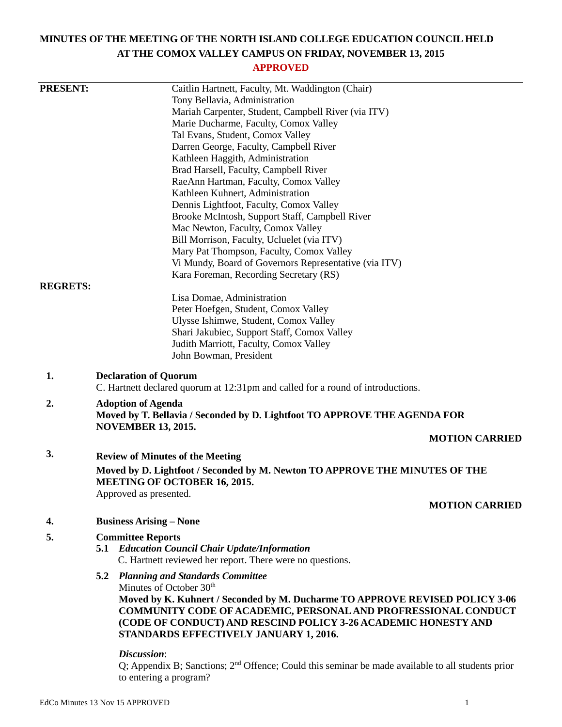# MINUTES OF THE MEETING OF THE NORTH ISLAND COLLEGE EDUCATION COUNCIL HELD AT THE COMOX VALLEY CAMPUS ON FRIDAY, NOVEMBER 13, 2015

**APPROVED**

**PRESENT:**

Caitlin Hartnett, Faculty, Mt. Waddington (Chair)
Tony Bellavia, Administration
Mariah Carpenter, Student, Campbell River (via ITV)
Marie Ducharme, Faculty, Comox Valley
Tal Evans, Student, Comox Valley
Darren George, Faculty, Campbell River
Kathleen Haggith, Administration
Brad Harsell, Faculty, Campbell River
RaeAnn Hartman, Faculty, Comox Valley
Kathleen Kuhnert, Administration
Dennis Lightfoot, Faculty, Comox Valley
Brooke McIntosh, Support Staff, Campbell River
Mac Newton, Faculty, Comox Valley
Bill Morrison, Faculty, Ucluelet (via ITV)
Mary Pat Thompson, Faculty, Comox Valley
Vi Mundy, Board of Governors Representative (via ITV)
Kara Foreman, Recording Secretary (RS)

**REGRETS:**

Lisa Domae, Administration
Peter Hoefgen, Student, Comox Valley
Ulysse Ishimwe, Student, Comox Valley
Shari Jakubiec, Support Staff, Comox Valley
Judith Marriott, Faculty, Comox Valley
John Bowman, President

**1. Declaration of Quorum**

C. Hartnett declared quorum at 12:31pm and called for a round of introductions.

**2. Adoption of Agenda**

**Moved by T. Bellavia / Seconded by D. Lightfoot TO APPROVE THE AGENDA FOR NOVEMBER 13, 2015.**

**MOTION CARRIED**

**3. Review of Minutes of the Meeting**

**Moved by D. Lightfoot / Seconded by M. Newton TO APPROVE THE MINUTES OF THE MEETING OF OCTOBER 16, 2015.**

Approved as presented.

**MOTION CARRIED**

**4. Business Arising – None**

**5. Committee Reports**

**5.1 *Education Council Chair Update/Information***

C. Hartnett reviewed her report. There were no questions.

**5.2 *Planning and Standards Committee***

Minutes of October 30th

**Moved by K. Kuhnert / Seconded by M. Ducharme TO APPROVE REVISED POLICY 3-06 COMMUNITY CODE OF ACADEMIC, PERSONAL AND PROFRESSIONAL CONDUCT (CODE OF CONDUCT) AND RESCIND POLICY 3-26 ACADEMIC HONESTY AND STANDARDS EFFECTIVELY JANUARY 1, 2016.**

***Discussion***:

Q; Appendix B; Sanctions; 2nd Offence; Could this seminar be made available to all students prior to entering a program?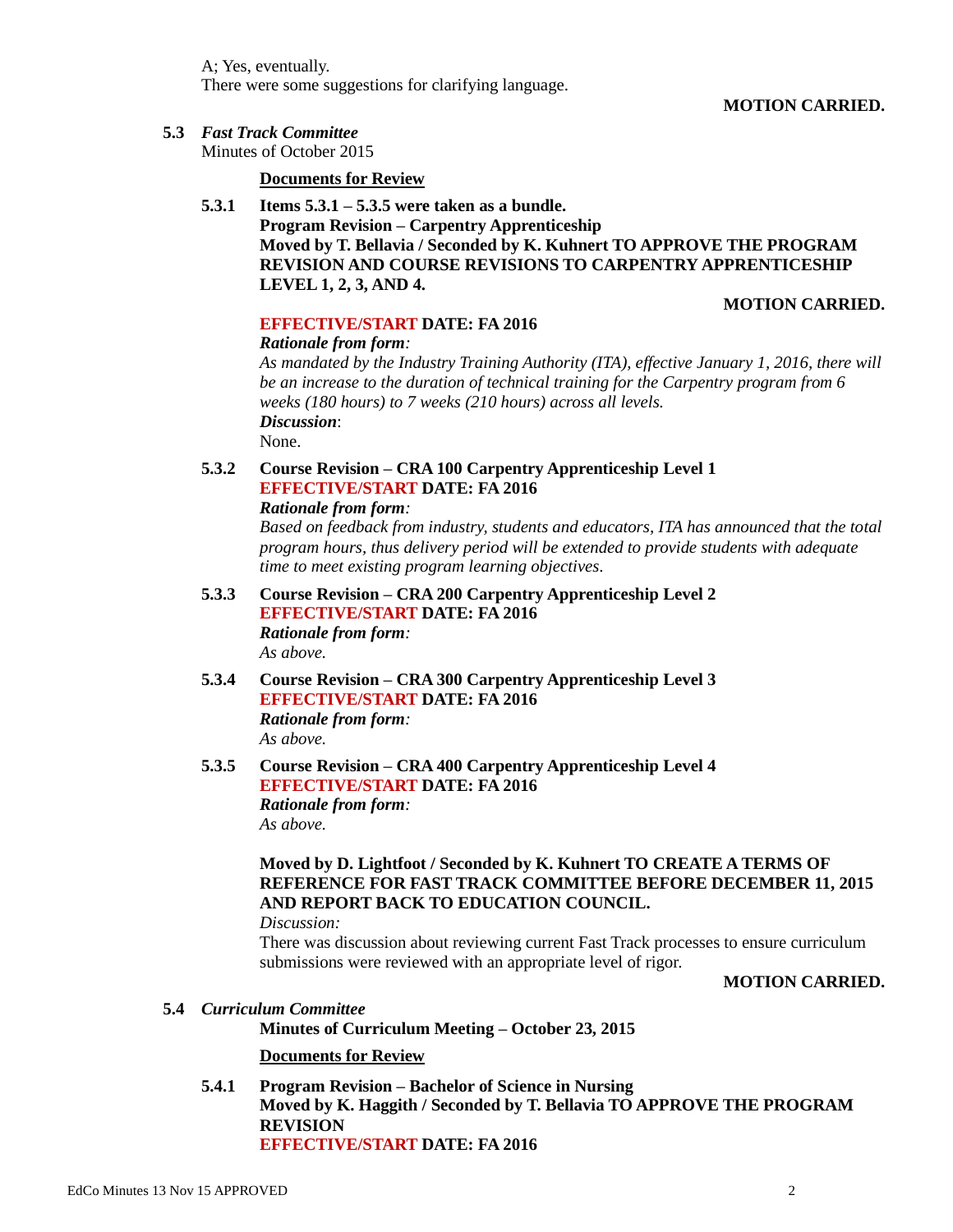A; Yes, eventually.
There were some suggestions for clarifying language.

**MOTION CARRIED.**

**5.3** ***Fast Track Committee***
Minutes of October 2015

**Documents for Review**

**5.3.1** **Items 5.3.1 – 5.3.5 were taken as a bundle.**
**Program Revision – Carpentry Apprenticeship**
**Moved by T. Bellavia / Seconded by K. Kuhnert TO APPROVE THE PROGRAM REVISION AND COURSE REVISIONS TO CARPENTRY APPRENTICESHIP LEVEL 1, 2, 3, AND 4.**

**MOTION CARRIED.**

**EFFECTIVE/START DATE: FA 2016**
***Rationale from form:***
*As mandated by the Industry Training Authority (ITA), effective January 1, 2016, there will be an increase to the duration of technical training for the Carpentry program from 6 weeks (180 hours) to 7 weeks (210 hours) across all levels.*
***Discussion***:
None.

**5.3.2** **Course Revision – CRA 100 Carpentry Apprenticeship Level 1**
**EFFECTIVE/START DATE: FA 2016**
***Rationale from form:***
*Based on feedback from industry, students and educators, ITA has announced that the total program hours, thus delivery period will be extended to provide students with adequate time to meet existing program learning objectives.*

**5.3.3** **Course Revision – CRA 200 Carpentry Apprenticeship Level 2**
**EFFECTIVE/START DATE: FA 2016**
***Rationale from form:***
*As above.*

**5.3.4** **Course Revision – CRA 300 Carpentry Apprenticeship Level 3**
**EFFECTIVE/START DATE: FA 2016**
***Rationale from form:***
*As above.*

**5.3.5** **Course Revision – CRA 400 Carpentry Apprenticeship Level 4**
**EFFECTIVE/START DATE: FA 2016**
***Rationale from form:***
*As above.*

**Moved by D. Lightfoot / Seconded by K. Kuhnert TO CREATE A TERMS OF REFERENCE FOR FAST TRACK COMMITTEE BEFORE DECEMBER 11, 2015 AND REPORT BACK TO EDUCATION COUNCIL.**
*Discussion:*
There was discussion about reviewing current Fast Track processes to ensure curriculum submissions were reviewed with an appropriate level of rigor.

**MOTION CARRIED.**

**5.4** ***Curriculum Committee***
**Minutes of Curriculum Meeting – October 23, 2015**

**Documents for Review**

**5.4.1** **Program Revision – Bachelor of Science in Nursing**
**Moved by K. Haggith / Seconded by T. Bellavia TO APPROVE THE PROGRAM REVISION**
**EFFECTIVE/START DATE: FA 2016**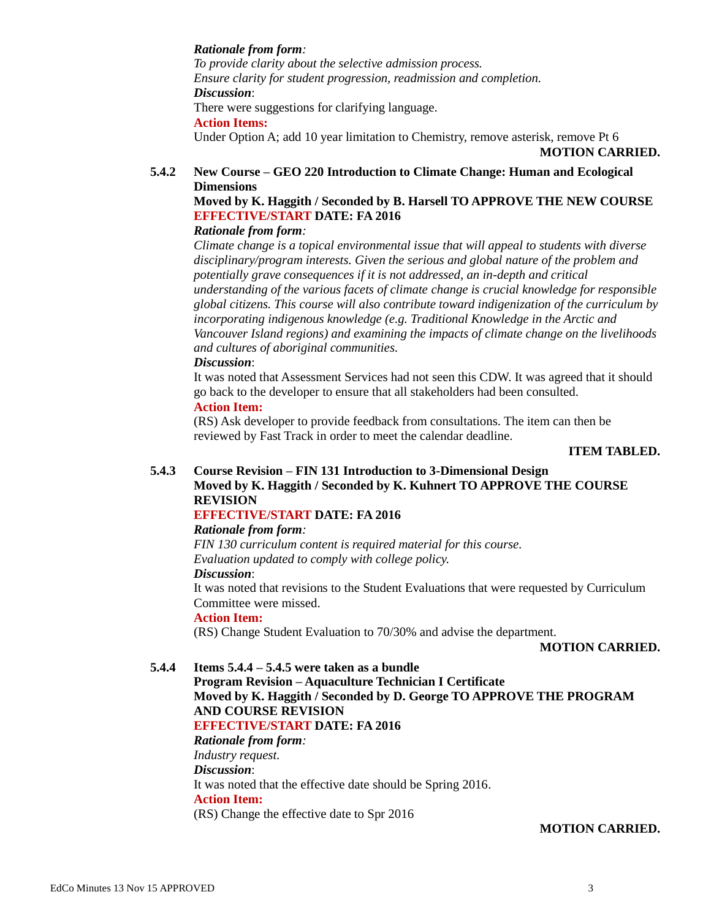***Rationale from form:***
*To provide clarity about the selective admission process.*
*Ensure clarity for student progression, readmission and completion.*
***Discussion***:
There were suggestions for clarifying language.
**Action Items:**
Under Option A; add 10 year limitation to Chemistry, remove asterisk, remove Pt 6

**MOTION CARRIED.**

**5.4.2 New Course – GEO 220 Introduction to Climate Change: Human and Ecological Dimensions**
**Moved by K. Haggith / Seconded by B. Harsell TO APPROVE THE NEW COURSE**
**EFFECTIVE/START DATE: FA 2016**
***Rationale from form:***
*Climate change is a topical environmental issue that will appeal to students with diverse disciplinary/program interests. Given the serious and global nature of the problem and potentially grave consequences if it is not addressed, an in-depth and critical understanding of the various facets of climate change is crucial knowledge for responsible global citizens. This course will also contribute toward indigenization of the curriculum by incorporating indigenous knowledge (e.g. Traditional Knowledge in the Arctic and Vancouver Island regions) and examining the impacts of climate change on the livelihoods and cultures of aboriginal communities.*
***Discussion***:
It was noted that Assessment Services had not seen this CDW. It was agreed that it should go back to the developer to ensure that all stakeholders had been consulted.
**Action Item:**
(RS) Ask developer to provide feedback from consultations. The item can then be reviewed by Fast Track in order to meet the calendar deadline.

**ITEM TABLED.**

**5.4.3 Course Revision – FIN 131 Introduction to 3-Dimensional Design**
**Moved by K. Haggith / Seconded by K. Kuhnert TO APPROVE THE COURSE REVISION**
**EFFECTIVE/START DATE: FA 2016**
***Rationale from form:***
*FIN 130 curriculum content is required material for this course.*
*Evaluation updated to comply with college policy.*
***Discussion***:
It was noted that revisions to the Student Evaluations that were requested by Curriculum Committee were missed.
**Action Item:**
(RS) Change Student Evaluation to 70/30% and advise the department.

**MOTION CARRIED.**

**5.4.4 Items 5.4.4 – 5.4.5 were taken as a bundle**
**Program Revision – Aquaculture Technician I Certificate**
**Moved by K. Haggith / Seconded by D. George TO APPROVE THE PROGRAM AND COURSE REVISION**
**EFFECTIVE/START DATE: FA 2016**
***Rationale from form:***
*Industry request.*
***Discussion***:
It was noted that the effective date should be Spring 2016.
**Action Item:**
(RS) Change the effective date to Spr 2016

**MOTION CARRIED.**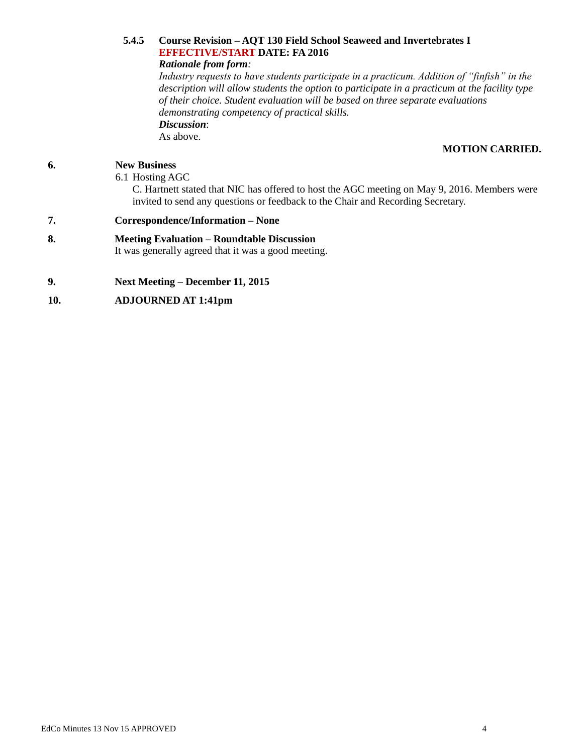**5.4.5 Course Revision – AQT 130 Field School Seaweed and Invertebrates I**
**EFFECTIVE/START DATE: FA 2016**

***Rationale from form:***
*Industry requests to have students participate in a practicum. Addition of "finfish" in the description will allow students the option to participate in a practicum at the facility type of their choice. Student evaluation will be based on three separate evaluations demonstrating competency of practical skills.*

***Discussion*:**
As above.

**MOTION CARRIED.**

**6. New Business**

6.1 Hosting AGC

C. Hartnett stated that NIC has offered to host the AGC meeting on May 9, 2016. Members were invited to send any questions or feedback to the Chair and Recording Secretary.

**7. Correspondence/Information – None**

**8. Meeting Evaluation – Roundtable Discussion**

It was generally agreed that it was a good meeting.

**9. Next Meeting – December 11, 2015**

**10. ADJOURNED AT 1:41pm**